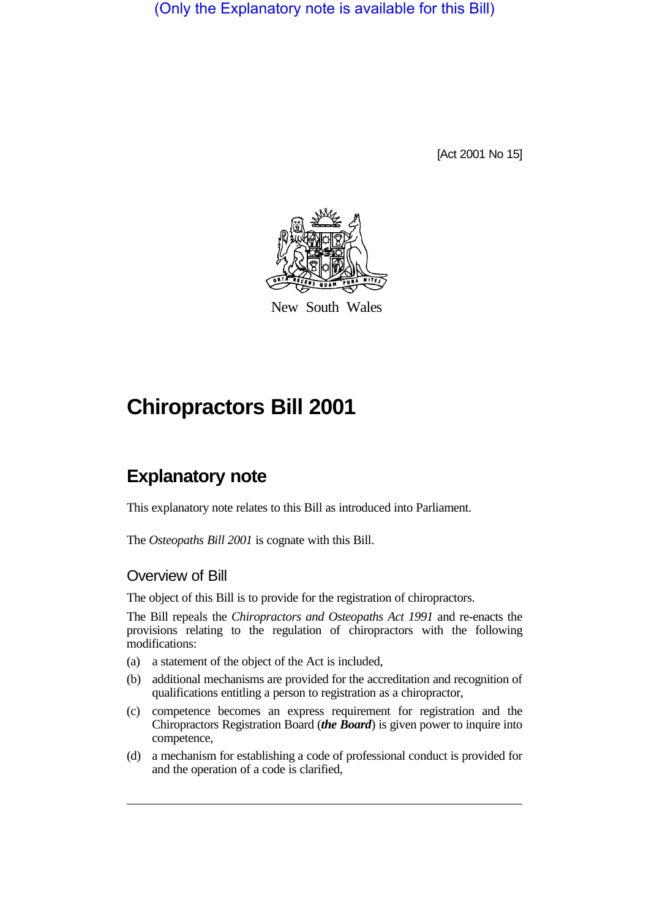(Only the Explanatory note is available for this Bill)

[Act 2001 No 15]

New South Wales

# Chiropractors Bill 2001

## Explanatory note

This explanatory note relates to this Bill as introduced into Parliament.

The *Osteopaths Bill 2001* is cognate with this Bill.

### Overview of Bill

The object of this Bill is to provide for the registration of chiropractors.

The Bill repeals the *Chiropractors and Osteopaths Act 1991* and re-enacts the provisions relating to the regulation of chiropractors with the following modifications:

(a) a statement of the object of the Act is included,

(b) additional mechanisms are provided for the accreditation and recognition of qualifications entitling a person to registration as a chiropractor,

(c) competence becomes an express requirement for registration and the Chiropractors Registration Board (***the Board***) is given power to inquire into competence,

(d) a mechanism for establishing a code of professional conduct is provided for and the operation of a code is clarified,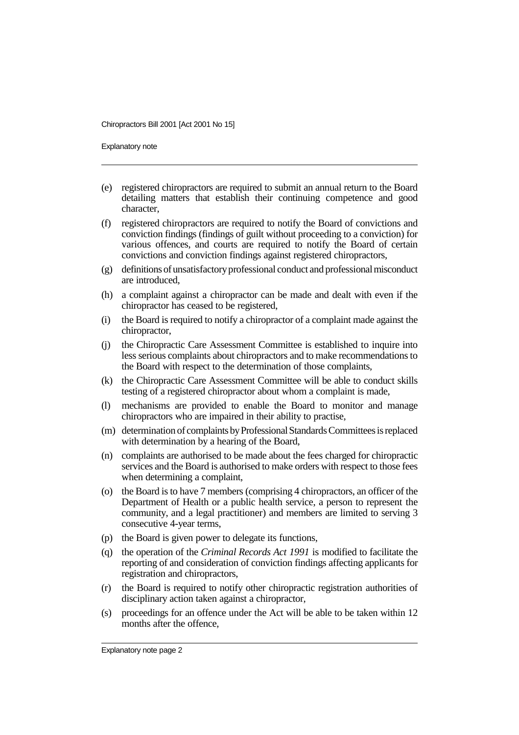- (e) registered chiropractors are required to submit an annual return to the Board detailing matters that establish their continuing competence and good character,
- (f) registered chiropractors are required to notify the Board of convictions and conviction findings (findings of guilt without proceeding to a conviction) for various offences, and courts are required to notify the Board of certain convictions and conviction findings against registered chiropractors,
- (g) definitions of unsatisfactory professional conduct and professional misconduct are introduced,
- (h) a complaint against a chiropractor can be made and dealt with even if the chiropractor has ceased to be registered,
- (i) the Board is required to notify a chiropractor of a complaint made against the chiropractor,
- (j) the Chiropractic Care Assessment Committee is established to inquire into less serious complaints about chiropractors and to make recommendations to the Board with respect to the determination of those complaints,
- (k) the Chiropractic Care Assessment Committee will be able to conduct skills testing of a registered chiropractor about whom a complaint is made,
- (l) mechanisms are provided to enable the Board to monitor and manage chiropractors who are impaired in their ability to practise,
- (m) determination of complaints by Professional Standards Committees is replaced with determination by a hearing of the Board,
- (n) complaints are authorised to be made about the fees charged for chiropractic services and the Board is authorised to make orders with respect to those fees when determining a complaint,
- (o) the Board is to have 7 members (comprising 4 chiropractors, an officer of the Department of Health or a public health service, a person to represent the community, and a legal practitioner) and members are limited to serving 3 consecutive 4-year terms,
- (p) the Board is given power to delegate its functions,
- (q) the operation of the *Criminal Records Act 1991* is modified to facilitate the reporting of and consideration of conviction findings affecting applicants for registration and chiropractors,
- (r) the Board is required to notify other chiropractic registration authorities of disciplinary action taken against a chiropractor,
- (s) proceedings for an offence under the Act will be able to be taken within 12 months after the offence,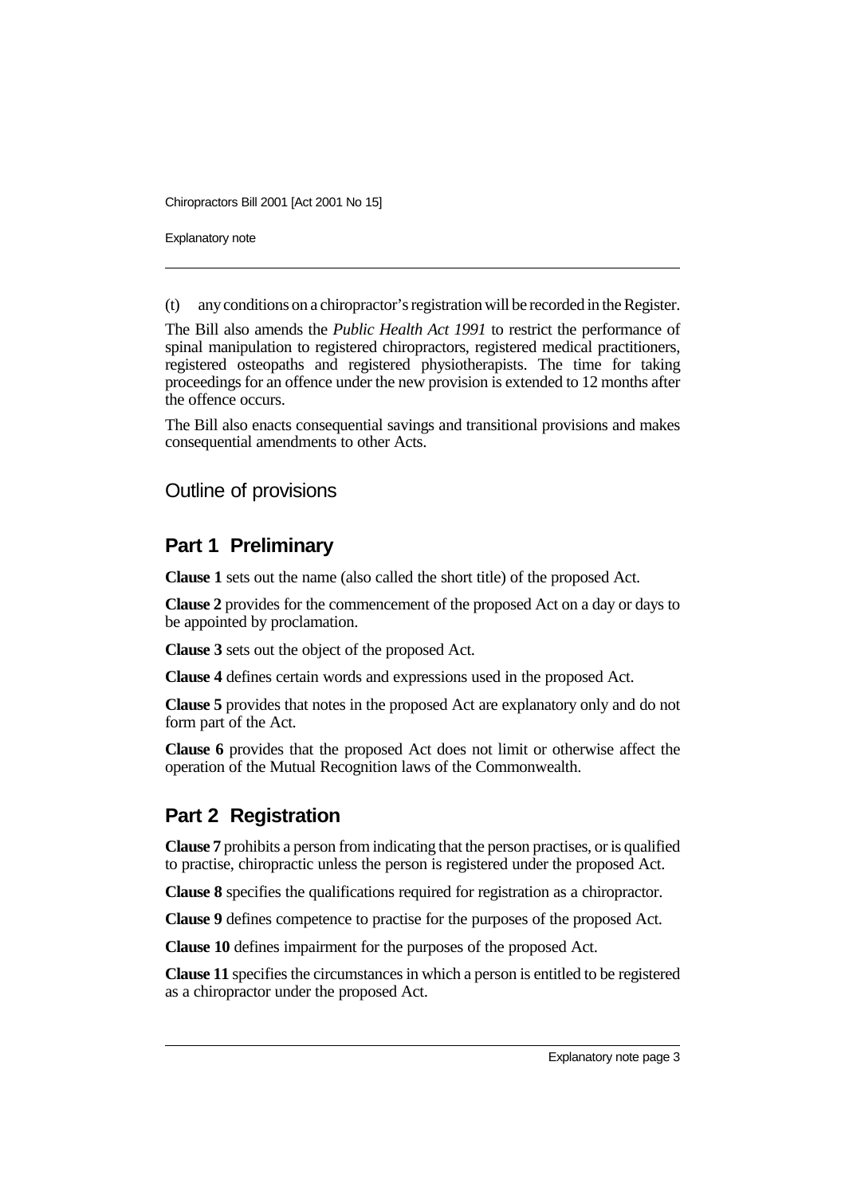(t) any conditions on a chiropractor's registration will be recorded in the Register.

The Bill also amends the *Public Health Act 1991* to restrict the performance of spinal manipulation to registered chiropractors, registered medical practitioners, registered osteopaths and registered physiotherapists. The time for taking proceedings for an offence under the new provision is extended to 12 months after the offence occurs.

The Bill also enacts consequential savings and transitional provisions and makes consequential amendments to other Acts.

## Outline of provisions

### Part 1 Preliminary

**Clause 1** sets out the name (also called the short title) of the proposed Act.

**Clause 2** provides for the commencement of the proposed Act on a day or days to be appointed by proclamation.

**Clause 3** sets out the object of the proposed Act.

**Clause 4** defines certain words and expressions used in the proposed Act.

**Clause 5** provides that notes in the proposed Act are explanatory only and do not form part of the Act.

**Clause 6** provides that the proposed Act does not limit or otherwise affect the operation of the Mutual Recognition laws of the Commonwealth.

### Part 2 Registration

**Clause 7** prohibits a person from indicating that the person practises, or is qualified to practise, chiropractic unless the person is registered under the proposed Act.

**Clause 8** specifies the qualifications required for registration as a chiropractor.

**Clause 9** defines competence to practise for the purposes of the proposed Act.

**Clause 10** defines impairment for the purposes of the proposed Act.

**Clause 11** specifies the circumstances in which a person is entitled to be registered as a chiropractor under the proposed Act.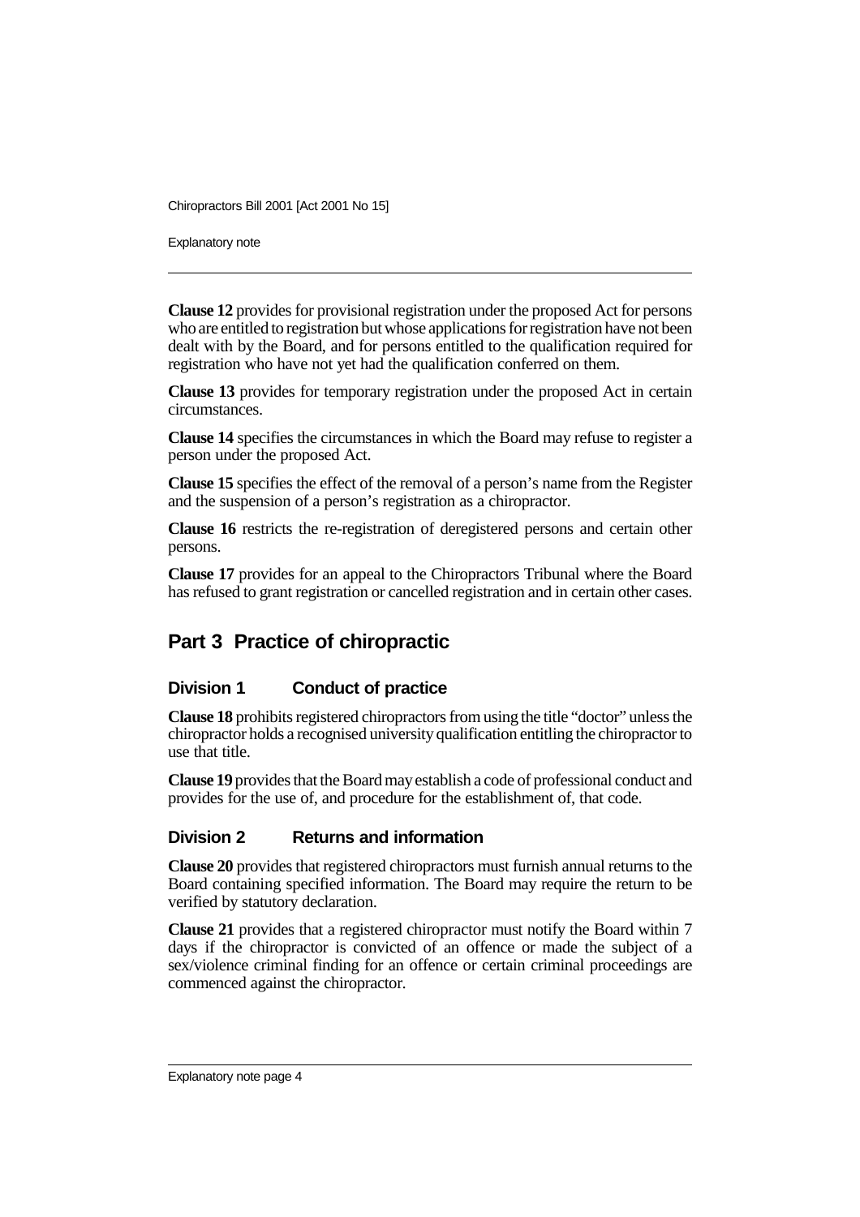**Clause 12** provides for provisional registration under the proposed Act for persons who are entitled to registration but whose applications for registration have not been dealt with by the Board, and for persons entitled to the qualification required for registration who have not yet had the qualification conferred on them.

**Clause 13** provides for temporary registration under the proposed Act in certain circumstances.

**Clause 14** specifies the circumstances in which the Board may refuse to register a person under the proposed Act.

**Clause 15** specifies the effect of the removal of a person's name from the Register and the suspension of a person's registration as a chiropractor.

**Clause 16** restricts the re-registration of deregistered persons and certain other persons.

**Clause 17** provides for an appeal to the Chiropractors Tribunal where the Board has refused to grant registration or cancelled registration and in certain other cases.

## Part 3 Practice of chiropractic

### Division 1 Conduct of practice

**Clause 18** prohibits registered chiropractors from using the title "doctor" unless the chiropractor holds a recognised university qualification entitling the chiropractor to use that title.

**Clause 19** provides that the Board may establish a code of professional conduct and provides for the use of, and procedure for the establishment of, that code.

### Division 2 Returns and information

**Clause 20** provides that registered chiropractors must furnish annual returns to the Board containing specified information. The Board may require the return to be verified by statutory declaration.

**Clause 21** provides that a registered chiropractor must notify the Board within 7 days if the chiropractor is convicted of an offence or made the subject of a sex/violence criminal finding for an offence or certain criminal proceedings are commenced against the chiropractor.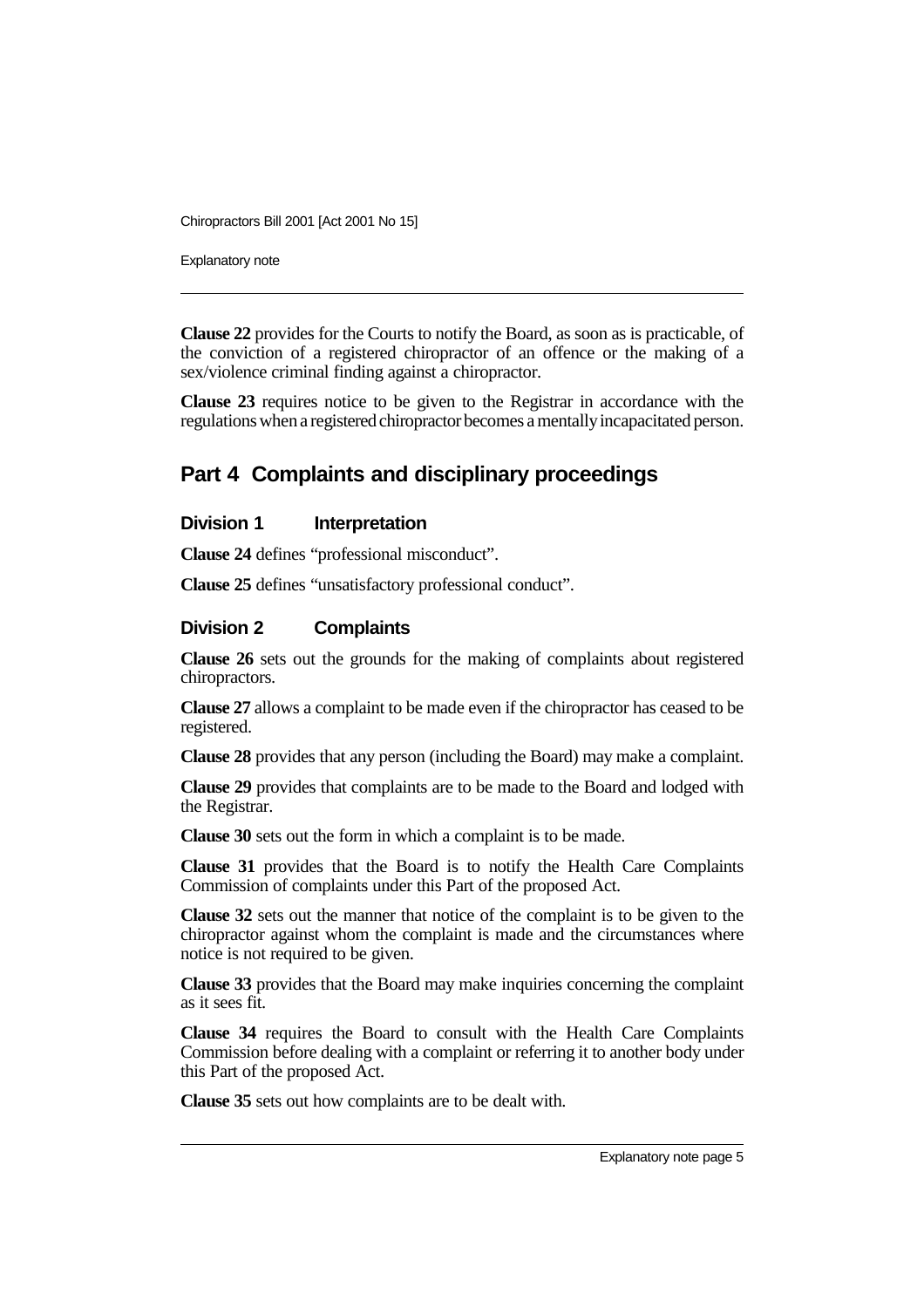**Clause 22** provides for the Courts to notify the Board, as soon as is practicable, of the conviction of a registered chiropractor of an offence or the making of a sex/violence criminal finding against a chiropractor.

**Clause 23** requires notice to be given to the Registrar in accordance with the regulations when a registered chiropractor becomes a mentally incapacitated person.

## Part 4 Complaints and disciplinary proceedings

### Division 1 Interpretation

**Clause 24** defines "professional misconduct".

**Clause 25** defines "unsatisfactory professional conduct".

### Division 2 Complaints

**Clause 26** sets out the grounds for the making of complaints about registered chiropractors.

**Clause 27** allows a complaint to be made even if the chiropractor has ceased to be registered.

**Clause 28** provides that any person (including the Board) may make a complaint.

**Clause 29** provides that complaints are to be made to the Board and lodged with the Registrar.

**Clause 30** sets out the form in which a complaint is to be made.

**Clause 31** provides that the Board is to notify the Health Care Complaints Commission of complaints under this Part of the proposed Act.

**Clause 32** sets out the manner that notice of the complaint is to be given to the chiropractor against whom the complaint is made and the circumstances where notice is not required to be given.

**Clause 33** provides that the Board may make inquiries concerning the complaint as it sees fit.

**Clause 34** requires the Board to consult with the Health Care Complaints Commission before dealing with a complaint or referring it to another body under this Part of the proposed Act.

**Clause 35** sets out how complaints are to be dealt with.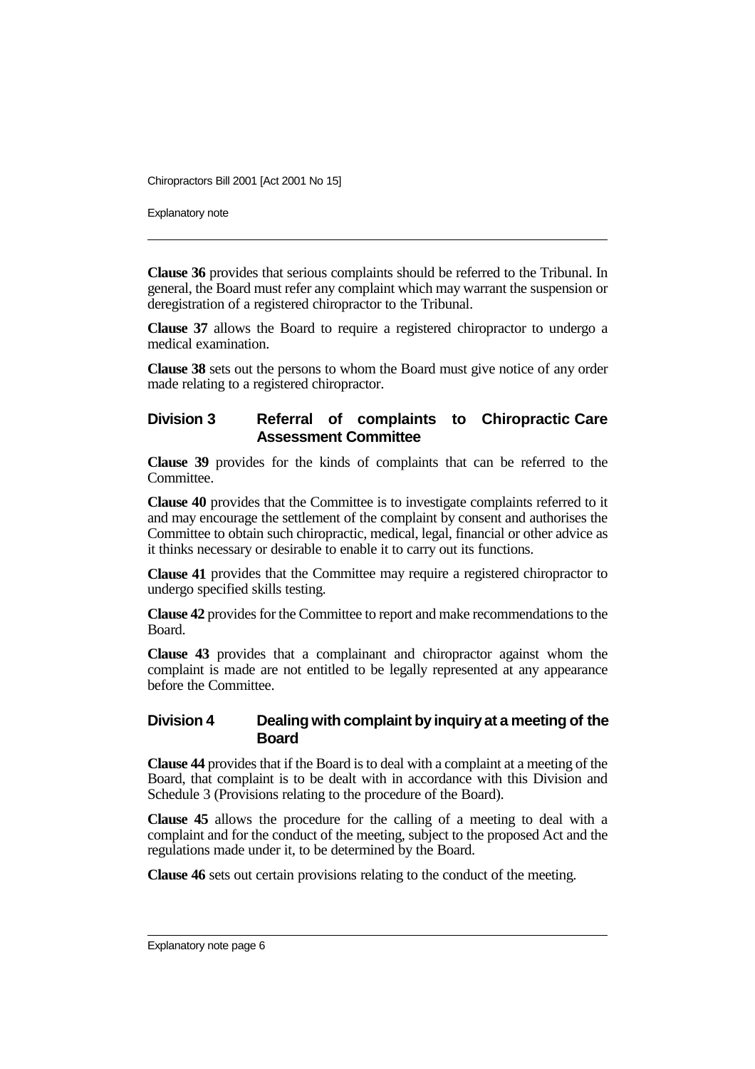**Clause 36** provides that serious complaints should be referred to the Tribunal. In general, the Board must refer any complaint which may warrant the suspension or deregistration of a registered chiropractor to the Tribunal.

**Clause 37** allows the Board to require a registered chiropractor to undergo a medical examination.

**Clause 38** sets out the persons to whom the Board must give notice of any order made relating to a registered chiropractor.

## Division 3 Referral of complaints to Chiropractic Care Assessment Committee

**Clause 39** provides for the kinds of complaints that can be referred to the Committee.

**Clause 40** provides that the Committee is to investigate complaints referred to it and may encourage the settlement of the complaint by consent and authorises the Committee to obtain such chiropractic, medical, legal, financial or other advice as it thinks necessary or desirable to enable it to carry out its functions.

**Clause 41** provides that the Committee may require a registered chiropractor to undergo specified skills testing.

**Clause 42** provides for the Committee to report and make recommendations to the Board.

**Clause 43** provides that a complainant and chiropractor against whom the complaint is made are not entitled to be legally represented at any appearance before the Committee.

## Division 4 Dealing with complaint by inquiry at a meeting of the Board

**Clause 44** provides that if the Board is to deal with a complaint at a meeting of the Board, that complaint is to be dealt with in accordance with this Division and Schedule 3 (Provisions relating to the procedure of the Board).

**Clause 45** allows the procedure for the calling of a meeting to deal with a complaint and for the conduct of the meeting, subject to the proposed Act and the regulations made under it, to be determined by the Board.

**Clause 46** sets out certain provisions relating to the conduct of the meeting.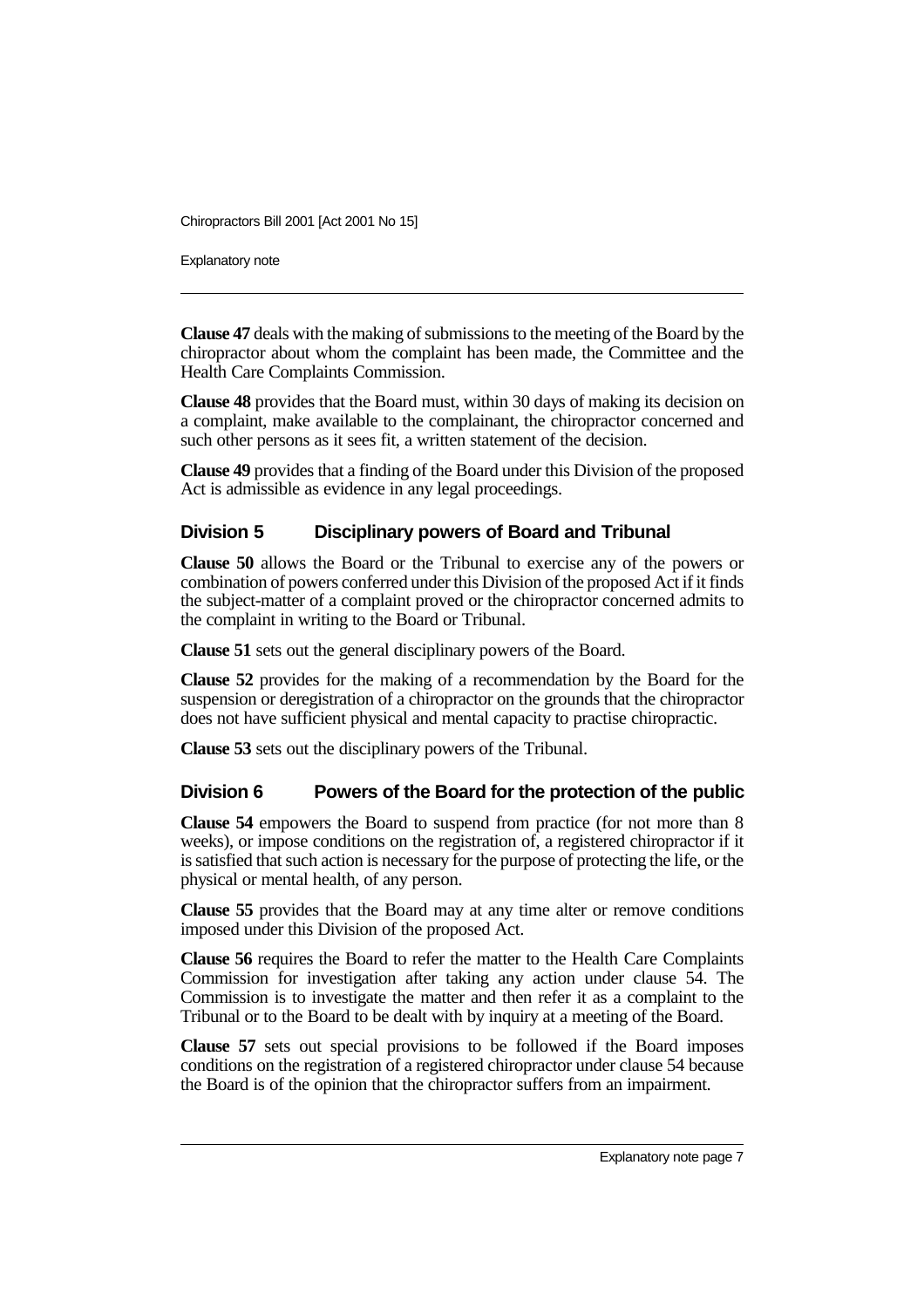**Clause 47** deals with the making of submissions to the meeting of the Board by the chiropractor about whom the complaint has been made, the Committee and the Health Care Complaints Commission.

**Clause 48** provides that the Board must, within 30 days of making its decision on a complaint, make available to the complainant, the chiropractor concerned and such other persons as it sees fit, a written statement of the decision.

**Clause 49** provides that a finding of the Board under this Division of the proposed Act is admissible as evidence in any legal proceedings.

## Division 5 Disciplinary powers of Board and Tribunal

**Clause 50** allows the Board or the Tribunal to exercise any of the powers or combination of powers conferred under this Division of the proposed Act if it finds the subject-matter of a complaint proved or the chiropractor concerned admits to the complaint in writing to the Board or Tribunal.

**Clause 51** sets out the general disciplinary powers of the Board.

**Clause 52** provides for the making of a recommendation by the Board for the suspension or deregistration of a chiropractor on the grounds that the chiropractor does not have sufficient physical and mental capacity to practise chiropractic.

**Clause 53** sets out the disciplinary powers of the Tribunal.

## Division 6 Powers of the Board for the protection of the public

**Clause 54** empowers the Board to suspend from practice (for not more than 8 weeks), or impose conditions on the registration of, a registered chiropractor if it is satisfied that such action is necessary for the purpose of protecting the life, or the physical or mental health, of any person.

**Clause 55** provides that the Board may at any time alter or remove conditions imposed under this Division of the proposed Act.

**Clause 56** requires the Board to refer the matter to the Health Care Complaints Commission for investigation after taking any action under clause 54. The Commission is to investigate the matter and then refer it as a complaint to the Tribunal or to the Board to be dealt with by inquiry at a meeting of the Board.

**Clause 57** sets out special provisions to be followed if the Board imposes conditions on the registration of a registered chiropractor under clause 54 because the Board is of the opinion that the chiropractor suffers from an impairment.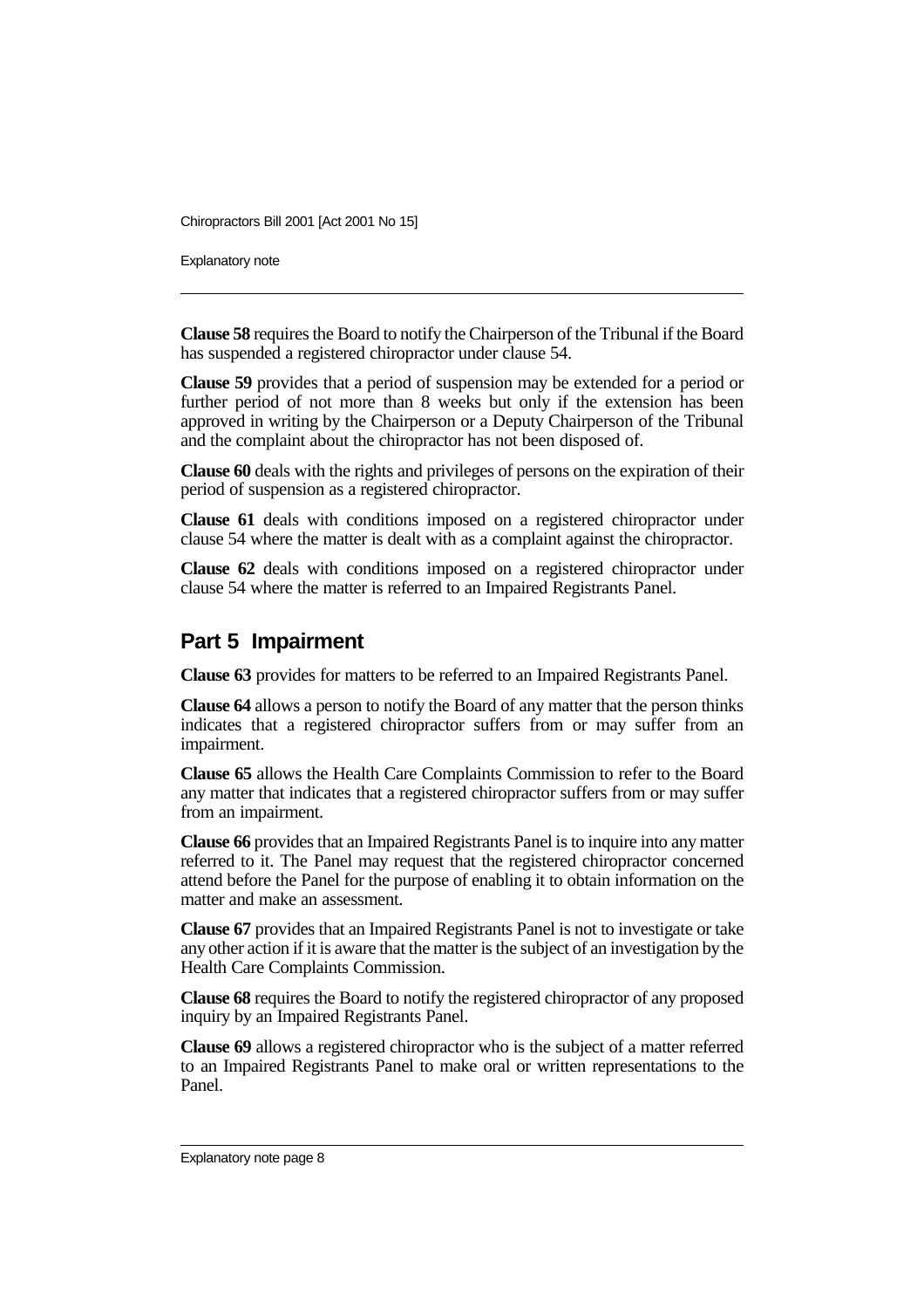**Clause 58** requires the Board to notify the Chairperson of the Tribunal if the Board has suspended a registered chiropractor under clause 54.

**Clause 59** provides that a period of suspension may be extended for a period or further period of not more than 8 weeks but only if the extension has been approved in writing by the Chairperson or a Deputy Chairperson of the Tribunal and the complaint about the chiropractor has not been disposed of.

**Clause 60** deals with the rights and privileges of persons on the expiration of their period of suspension as a registered chiropractor.

**Clause 61** deals with conditions imposed on a registered chiropractor under clause 54 where the matter is dealt with as a complaint against the chiropractor.

**Clause 62** deals with conditions imposed on a registered chiropractor under clause 54 where the matter is referred to an Impaired Registrants Panel.

## Part 5 Impairment

**Clause 63** provides for matters to be referred to an Impaired Registrants Panel.

**Clause 64** allows a person to notify the Board of any matter that the person thinks indicates that a registered chiropractor suffers from or may suffer from an impairment.

**Clause 65** allows the Health Care Complaints Commission to refer to the Board any matter that indicates that a registered chiropractor suffers from or may suffer from an impairment.

**Clause 66** provides that an Impaired Registrants Panel is to inquire into any matter referred to it. The Panel may request that the registered chiropractor concerned attend before the Panel for the purpose of enabling it to obtain information on the matter and make an assessment.

**Clause 67** provides that an Impaired Registrants Panel is not to investigate or take any other action if it is aware that the matter is the subject of an investigation by the Health Care Complaints Commission.

**Clause 68** requires the Board to notify the registered chiropractor of any proposed inquiry by an Impaired Registrants Panel.

**Clause 69** allows a registered chiropractor who is the subject of a matter referred to an Impaired Registrants Panel to make oral or written representations to the Panel.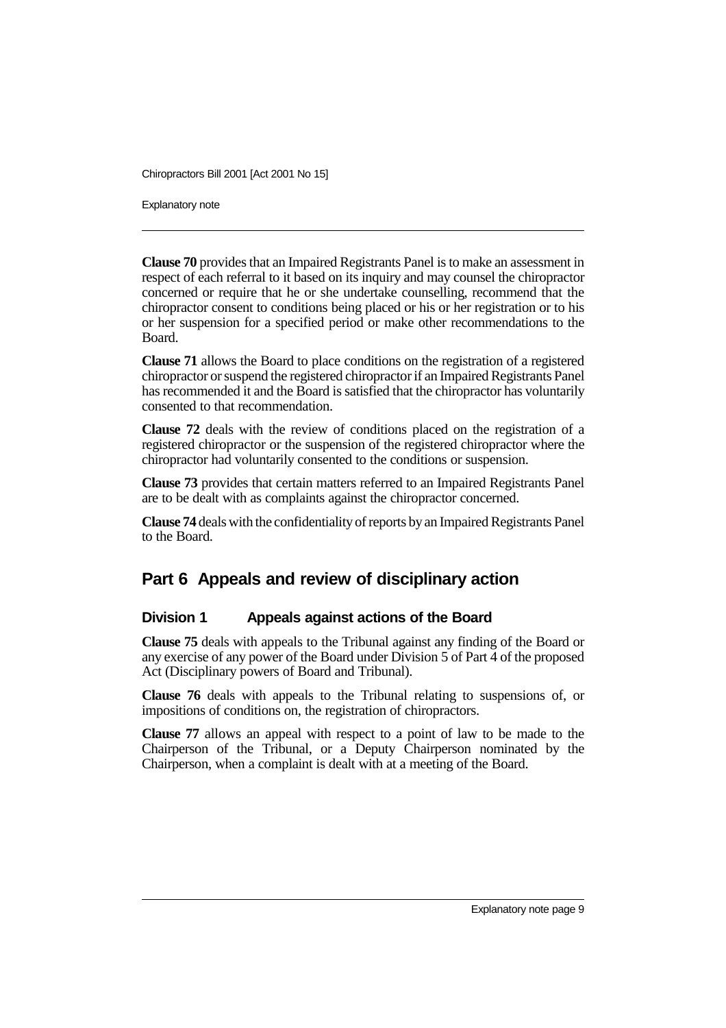**Clause 70** provides that an Impaired Registrants Panel is to make an assessment in respect of each referral to it based on its inquiry and may counsel the chiropractor concerned or require that he or she undertake counselling, recommend that the chiropractor consent to conditions being placed or his or her registration or to his or her suspension for a specified period or make other recommendations to the Board.

**Clause 71** allows the Board to place conditions on the registration of a registered chiropractor or suspend the registered chiropractor if an Impaired Registrants Panel has recommended it and the Board is satisfied that the chiropractor has voluntarily consented to that recommendation.

**Clause 72** deals with the review of conditions placed on the registration of a registered chiropractor or the suspension of the registered chiropractor where the chiropractor had voluntarily consented to the conditions or suspension.

**Clause 73** provides that certain matters referred to an Impaired Registrants Panel are to be dealt with as complaints against the chiropractor concerned.

**Clause 74** deals with the confidentiality of reports by an Impaired Registrants Panel to the Board.

## Part 6 Appeals and review of disciplinary action

### Division 1 Appeals against actions of the Board

**Clause 75** deals with appeals to the Tribunal against any finding of the Board or any exercise of any power of the Board under Division 5 of Part 4 of the proposed Act (Disciplinary powers of Board and Tribunal).

**Clause 76** deals with appeals to the Tribunal relating to suspensions of, or impositions of conditions on, the registration of chiropractors.

**Clause 77** allows an appeal with respect to a point of law to be made to the Chairperson of the Tribunal, or a Deputy Chairperson nominated by the Chairperson, when a complaint is dealt with at a meeting of the Board.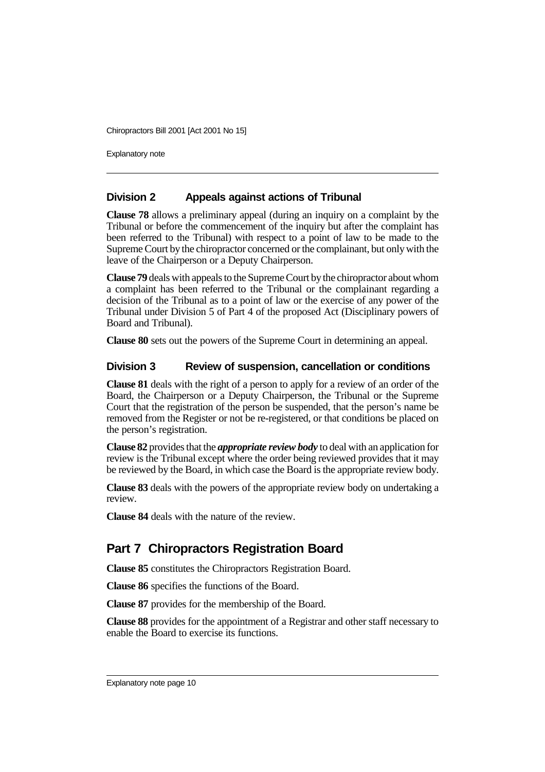## Division 2 Appeals against actions of Tribunal

**Clause 78** allows a preliminary appeal (during an inquiry on a complaint by the Tribunal or before the commencement of the inquiry but after the complaint has been referred to the Tribunal) with respect to a point of law to be made to the Supreme Court by the chiropractor concerned or the complainant, but only with the leave of the Chairperson or a Deputy Chairperson.

**Clause 79** deals with appeals to the Supreme Court by the chiropractor about whom a complaint has been referred to the Tribunal or the complainant regarding a decision of the Tribunal as to a point of law or the exercise of any power of the Tribunal under Division 5 of Part 4 of the proposed Act (Disciplinary powers of Board and Tribunal).

**Clause 80** sets out the powers of the Supreme Court in determining an appeal.

## Division 3 Review of suspension, cancellation or conditions

**Clause 81** deals with the right of a person to apply for a review of an order of the Board, the Chairperson or a Deputy Chairperson, the Tribunal or the Supreme Court that the registration of the person be suspended, that the person's name be removed from the Register or not be re-registered, or that conditions be placed on the person's registration.

**Clause 82** provides that the ***appropriate review body*** to deal with an application for review is the Tribunal except where the order being reviewed provides that it may be reviewed by the Board, in which case the Board is the appropriate review body.

**Clause 83** deals with the powers of the appropriate review body on undertaking a review.

**Clause 84** deals with the nature of the review.

# Part 7 Chiropractors Registration Board

**Clause 85** constitutes the Chiropractors Registration Board.

**Clause 86** specifies the functions of the Board.

**Clause 87** provides for the membership of the Board.

**Clause 88** provides for the appointment of a Registrar and other staff necessary to enable the Board to exercise its functions.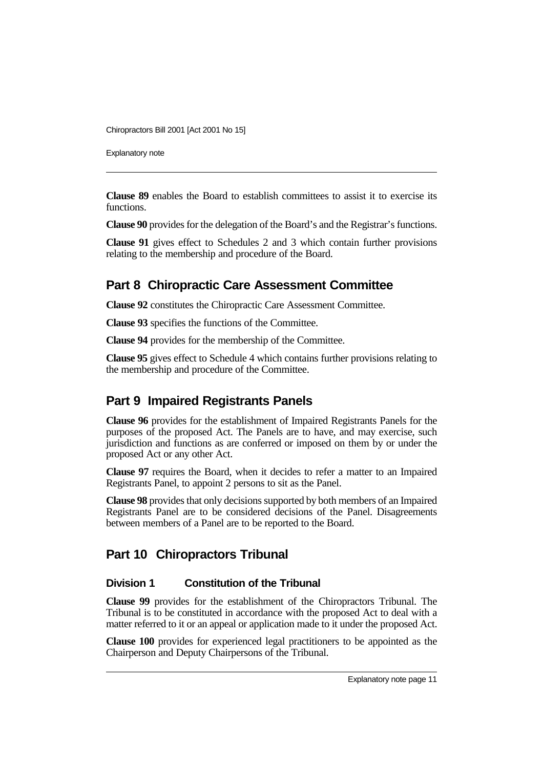**Clause 89** enables the Board to establish committees to assist it to exercise its functions.

**Clause 90** provides for the delegation of the Board's and the Registrar's functions.

**Clause 91** gives effect to Schedules 2 and 3 which contain further provisions relating to the membership and procedure of the Board.

## Part 8 Chiropractic Care Assessment Committee

**Clause 92** constitutes the Chiropractic Care Assessment Committee.

**Clause 93** specifies the functions of the Committee.

**Clause 94** provides for the membership of the Committee.

**Clause 95** gives effect to Schedule 4 which contains further provisions relating to the membership and procedure of the Committee.

## Part 9 Impaired Registrants Panels

**Clause 96** provides for the establishment of Impaired Registrants Panels for the purposes of the proposed Act. The Panels are to have, and may exercise, such jurisdiction and functions as are conferred or imposed on them by or under the proposed Act or any other Act.

**Clause 97** requires the Board, when it decides to refer a matter to an Impaired Registrants Panel, to appoint 2 persons to sit as the Panel.

**Clause 98** provides that only decisions supported by both members of an Impaired Registrants Panel are to be considered decisions of the Panel. Disagreements between members of a Panel are to be reported to the Board.

## Part 10 Chiropractors Tribunal

### Division 1 Constitution of the Tribunal

**Clause 99** provides for the establishment of the Chiropractors Tribunal. The Tribunal is to be constituted in accordance with the proposed Act to deal with a matter referred to it or an appeal or application made to it under the proposed Act.

**Clause 100** provides for experienced legal practitioners to be appointed as the Chairperson and Deputy Chairpersons of the Tribunal.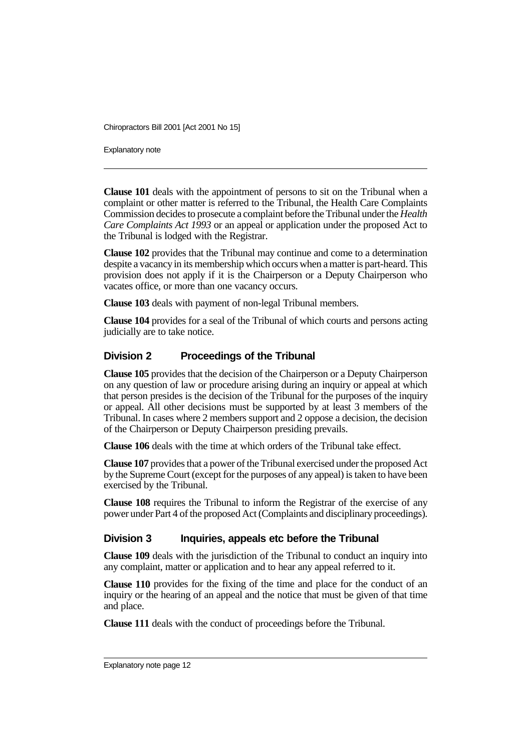**Clause 101** deals with the appointment of persons to sit on the Tribunal when a complaint or other matter is referred to the Tribunal, the Health Care Complaints Commission decides to prosecute a complaint before the Tribunal under the *Health Care Complaints Act 1993* or an appeal or application under the proposed Act to the Tribunal is lodged with the Registrar.

**Clause 102** provides that the Tribunal may continue and come to a determination despite a vacancy in its membership which occurs when a matter is part-heard. This provision does not apply if it is the Chairperson or a Deputy Chairperson who vacates office, or more than one vacancy occurs.

**Clause 103** deals with payment of non-legal Tribunal members.

**Clause 104** provides for a seal of the Tribunal of which courts and persons acting judicially are to take notice.

## Division 2 Proceedings of the Tribunal

**Clause 105** provides that the decision of the Chairperson or a Deputy Chairperson on any question of law or procedure arising during an inquiry or appeal at which that person presides is the decision of the Tribunal for the purposes of the inquiry or appeal. All other decisions must be supported by at least 3 members of the Tribunal. In cases where 2 members support and 2 oppose a decision, the decision of the Chairperson or Deputy Chairperson presiding prevails.

**Clause 106** deals with the time at which orders of the Tribunal take effect.

**Clause 107** provides that a power of the Tribunal exercised under the proposed Act by the Supreme Court (except for the purposes of any appeal) is taken to have been exercised by the Tribunal.

**Clause 108** requires the Tribunal to inform the Registrar of the exercise of any power under Part 4 of the proposed Act (Complaints and disciplinary proceedings).

## Division 3 Inquiries, appeals etc before the Tribunal

**Clause 109** deals with the jurisdiction of the Tribunal to conduct an inquiry into any complaint, matter or application and to hear any appeal referred to it.

**Clause 110** provides for the fixing of the time and place for the conduct of an inquiry or the hearing of an appeal and the notice that must be given of that time and place.

**Clause 111** deals with the conduct of proceedings before the Tribunal.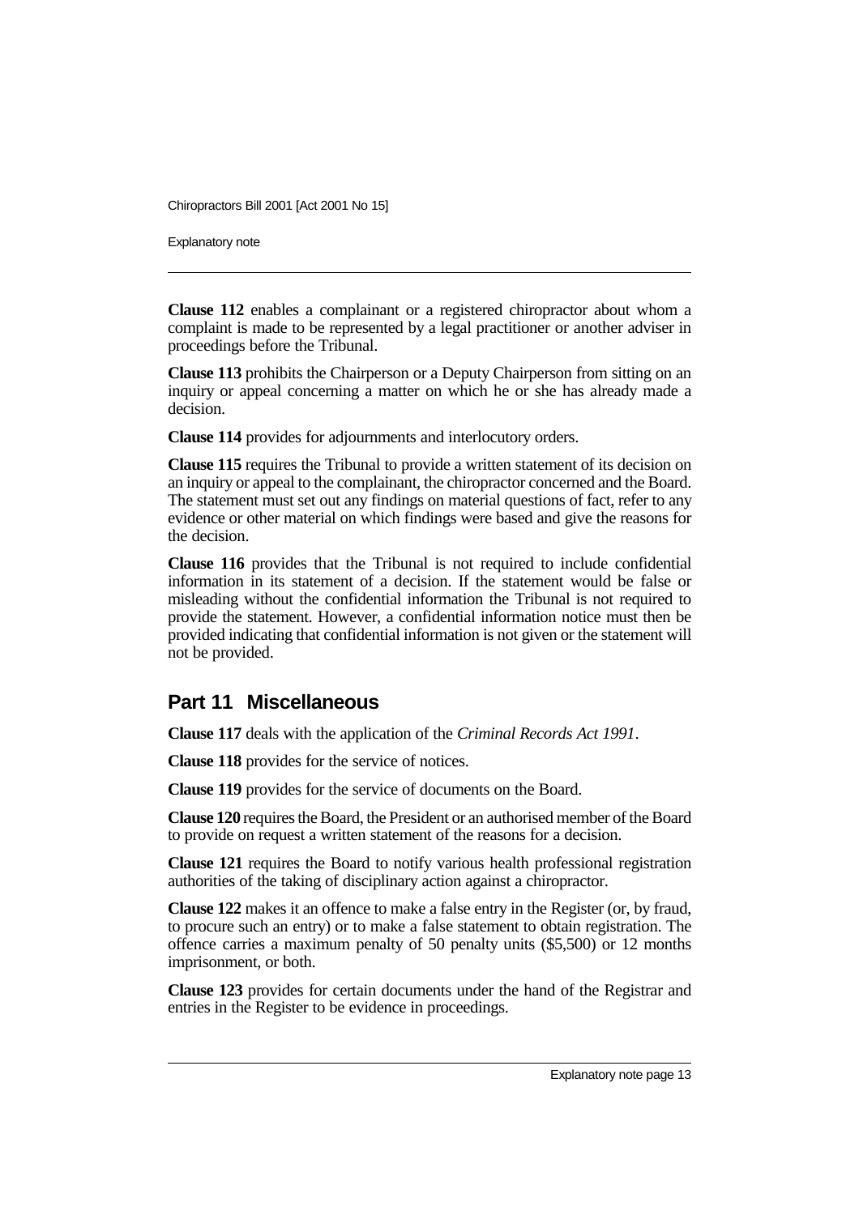**Clause 112** enables a complainant or a registered chiropractor about whom a complaint is made to be represented by a legal practitioner or another adviser in proceedings before the Tribunal.

**Clause 113** prohibits the Chairperson or a Deputy Chairperson from sitting on an inquiry or appeal concerning a matter on which he or she has already made a decision.

**Clause 114** provides for adjournments and interlocutory orders.

**Clause 115** requires the Tribunal to provide a written statement of its decision on an inquiry or appeal to the complainant, the chiropractor concerned and the Board. The statement must set out any findings on material questions of fact, refer to any evidence or other material on which findings were based and give the reasons for the decision.

**Clause 116** provides that the Tribunal is not required to include confidential information in its statement of a decision. If the statement would be false or misleading without the confidential information the Tribunal is not required to provide the statement. However, a confidential information notice must then be provided indicating that confidential information is not given or the statement will not be provided.

## Part 11 Miscellaneous

**Clause 117** deals with the application of the *Criminal Records Act 1991*.

**Clause 118** provides for the service of notices.

**Clause 119** provides for the service of documents on the Board.

**Clause 120** requires the Board, the President or an authorised member of the Board to provide on request a written statement of the reasons for a decision.

**Clause 121** requires the Board to notify various health professional registration authorities of the taking of disciplinary action against a chiropractor.

**Clause 122** makes it an offence to make a false entry in the Register (or, by fraud, to procure such an entry) or to make a false statement to obtain registration. The offence carries a maximum penalty of 50 penalty units ($5,500) or 12 months imprisonment, or both.

**Clause 123** provides for certain documents under the hand of the Registrar and entries in the Register to be evidence in proceedings.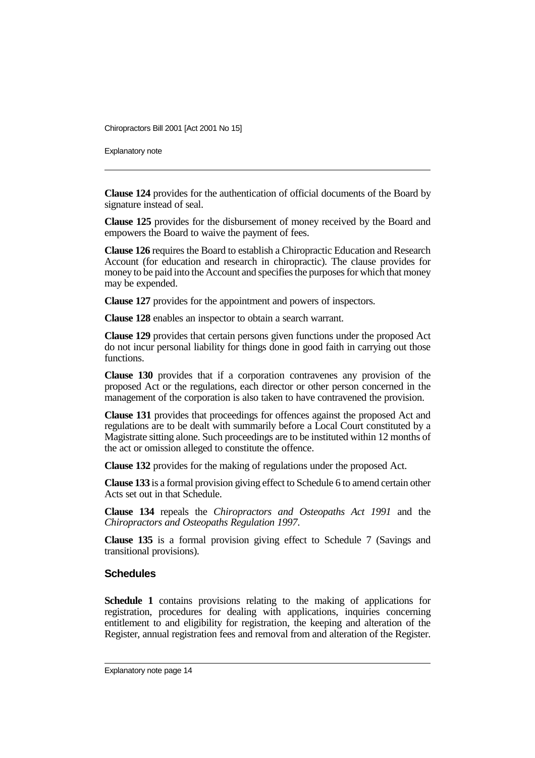**Clause 124** provides for the authentication of official documents of the Board by signature instead of seal.

**Clause 125** provides for the disbursement of money received by the Board and empowers the Board to waive the payment of fees.

**Clause 126** requires the Board to establish a Chiropractic Education and Research Account (for education and research in chiropractic). The clause provides for money to be paid into the Account and specifies the purposes for which that money may be expended.

**Clause 127** provides for the appointment and powers of inspectors.

**Clause 128** enables an inspector to obtain a search warrant.

**Clause 129** provides that certain persons given functions under the proposed Act do not incur personal liability for things done in good faith in carrying out those functions.

**Clause 130** provides that if a corporation contravenes any provision of the proposed Act or the regulations, each director or other person concerned in the management of the corporation is also taken to have contravened the provision.

**Clause 131** provides that proceedings for offences against the proposed Act and regulations are to be dealt with summarily before a Local Court constituted by a Magistrate sitting alone. Such proceedings are to be instituted within 12 months of the act or omission alleged to constitute the offence.

**Clause 132** provides for the making of regulations under the proposed Act.

**Clause 133** is a formal provision giving effect to Schedule 6 to amend certain other Acts set out in that Schedule.

**Clause 134** repeals the *Chiropractors and Osteopaths Act 1991* and the *Chiropractors and Osteopaths Regulation 1997*.

**Clause 135** is a formal provision giving effect to Schedule 7 (Savings and transitional provisions).

## Schedules

**Schedule 1** contains provisions relating to the making of applications for registration, procedures for dealing with applications, inquiries concerning entitlement to and eligibility for registration, the keeping and alteration of the Register, annual registration fees and removal from and alteration of the Register.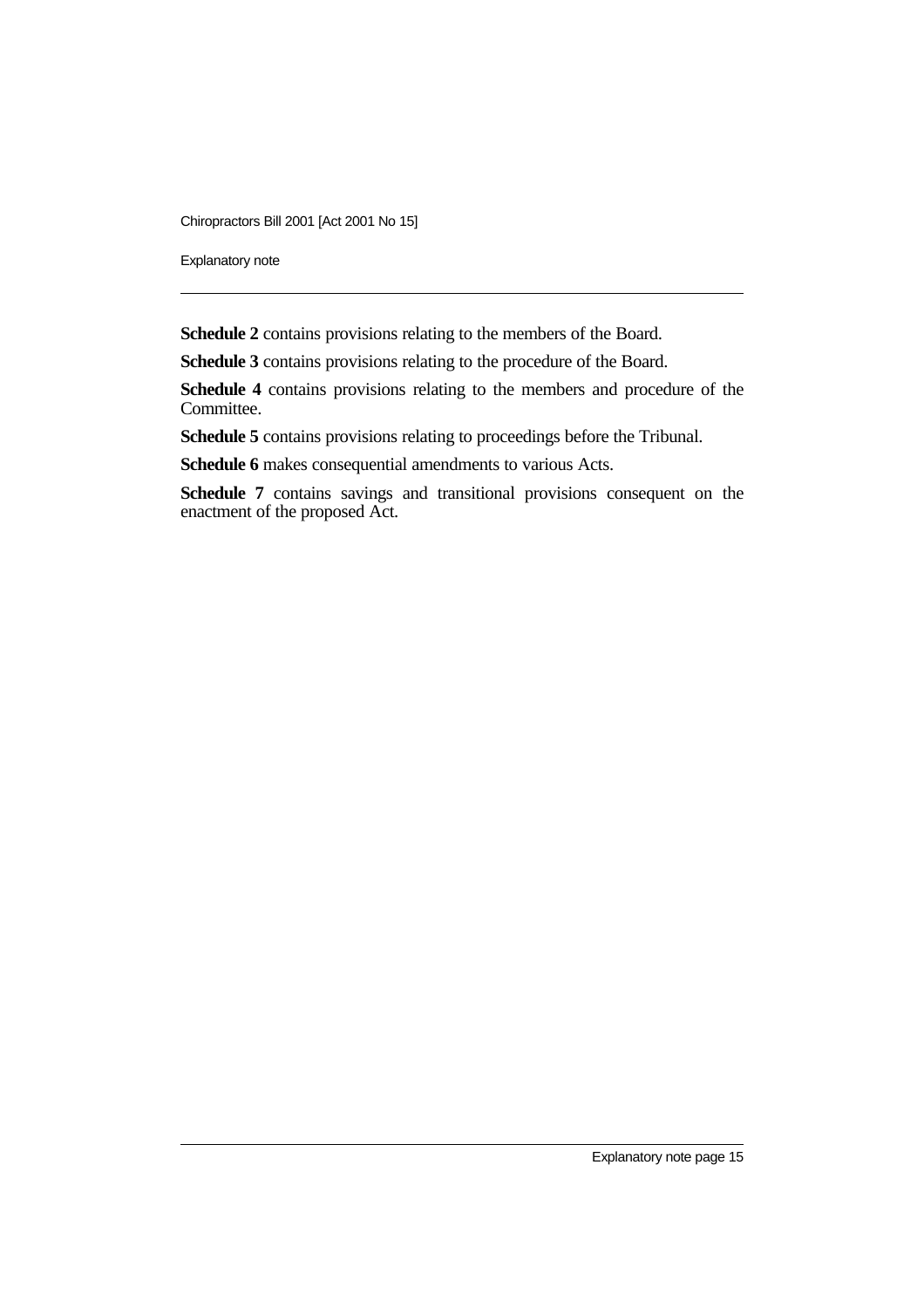**Schedule 2** contains provisions relating to the members of the Board.

**Schedule 3** contains provisions relating to the procedure of the Board.

**Schedule 4** contains provisions relating to the members and procedure of the Committee.

**Schedule 5** contains provisions relating to proceedings before the Tribunal.

**Schedule 6** makes consequential amendments to various Acts.

**Schedule 7** contains savings and transitional provisions consequent on the enactment of the proposed Act.